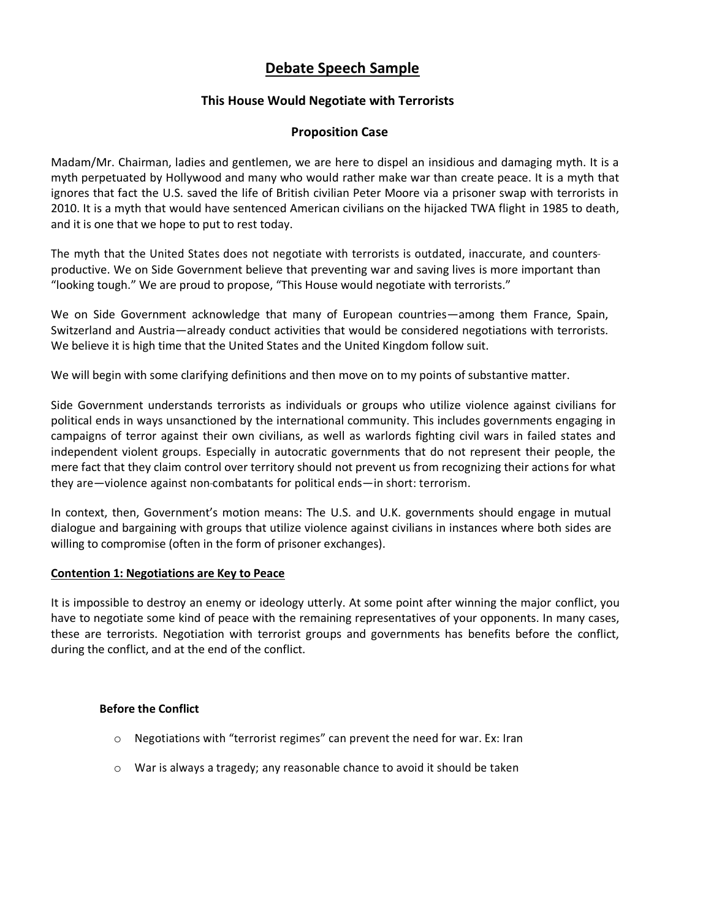# Debate Speech Sample

## This House Would Negotiate with Terrorists

### Proposition Case

Madam/Mr. Chairman, ladies and gentlemen, we are here to dispel an insidious and damaging myth. It is a myth perpetuated by Hollywood and many who would rather make war than create peace. It is a myth that ignores that fact the U.S. saved the life of British civilian Peter Moore via a prisoner swap with terrorists in 2010. It is a myth that would have sentenced American civilians on the hijacked TWA flight in 1985 to death, and it is one that we hope to put to rest today.

The myth that the United States does not negotiate with terrorists is outdated, inaccurate, and counters-productive. We on Side Government believe that preventing war and saving lives is more important than "looking tough." We are proud to propose, "This House would negotiate with terrorists."

We on Side Government acknowledge that many of European countries—among them France, Spain, Switzerland and Austria—already conduct activities that would be considered negotiations with terrorists. We believe it is high time that the United States and the United Kingdom follow suit.

We will begin with some clarifying definitions and then move on to my points of substantive matter.

Side Government understands terrorists as individuals or groups who utilize violence against civilians for political ends in ways unsanctioned by the international community. This includes governments engaging in campaigns of terror against their own civilians, as well as warlords fighting civil wars in failed states and independent violent groups. Especially in autocratic governments that do not represent their people, the mere fact that they claim control over territory should not prevent us from recognizing their actions for what they are—violence against non-combatants for political ends—in short: terrorism.

In context, then, Government's motion means: The U.S. and U.K. governments should engage in mutual dialogue and bargaining with groups that utilize violence against civilians in instances where both sides are willing to compromise (often in the form of prisoner exchanges).

**Contention 1: Negotiations are Key to Peace**

It is impossible to destroy an enemy or ideology utterly. At some point after winning the major conflict, you have to negotiate some kind of peace with the remaining representatives of your opponents. In many cases, these are terrorists. Negotiation with terrorist groups and governments has benefits before the conflict, during the conflict, and at the end of the conflict.

**Before the Conflict**

- Negotiations with "terrorist regimes" can prevent the need for war. Ex: Iran
- War is always a tragedy; any reasonable chance to avoid it should be taken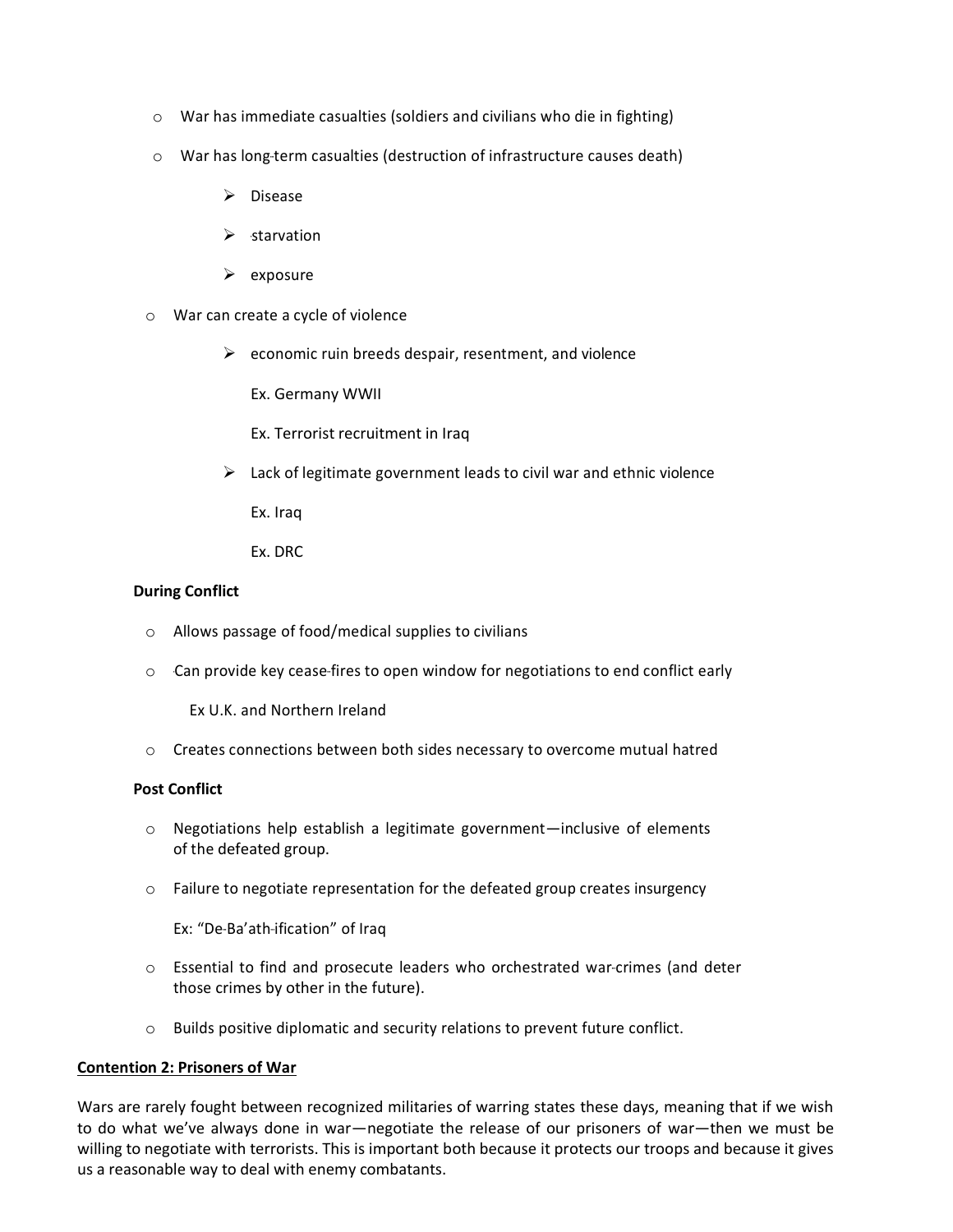- War has immediate casualties (soldiers and civilians who die in fighting)
- War has long-term casualties (destruction of infrastructure causes death)
    - Disease
    - starvation
    - exposure
- War can create a cycle of violence
    - economic ruin breeds despair, resentment, and violence

      Ex. Germany WWII

      Ex. Terrorist recruitment in Iraq
    - Lack of legitimate government leads to civil war and ethnic violence

      Ex. Iraq

      Ex. DRC

**During Conflict**

- Allows passage of food/medical supplies to civilians
- Can provide key cease-fires to open window for negotiations to end conflict early

  Ex U.K. and Northern Ireland
- Creates connections between both sides necessary to overcome mutual hatred

**Post Conflict**

- Negotiations help establish a legitimate government—inclusive of elements of the defeated group.
- Failure to negotiate representation for the defeated group creates insurgency

  Ex: "De-Ba'ath-ification" of Iraq
- Essential to find and prosecute leaders who orchestrated war-crimes (and deter those crimes by other in the future).
- Builds positive diplomatic and security relations to prevent future conflict.

**Contention 2: Prisoners of War**

Wars are rarely fought between recognized militaries of warring states these days, meaning that if we wish to do what we've always done in war—negotiate the release of our prisoners of war—then we must be willing to negotiate with terrorists. This is important both because it protects our troops and because it gives us a reasonable way to deal with enemy combatants.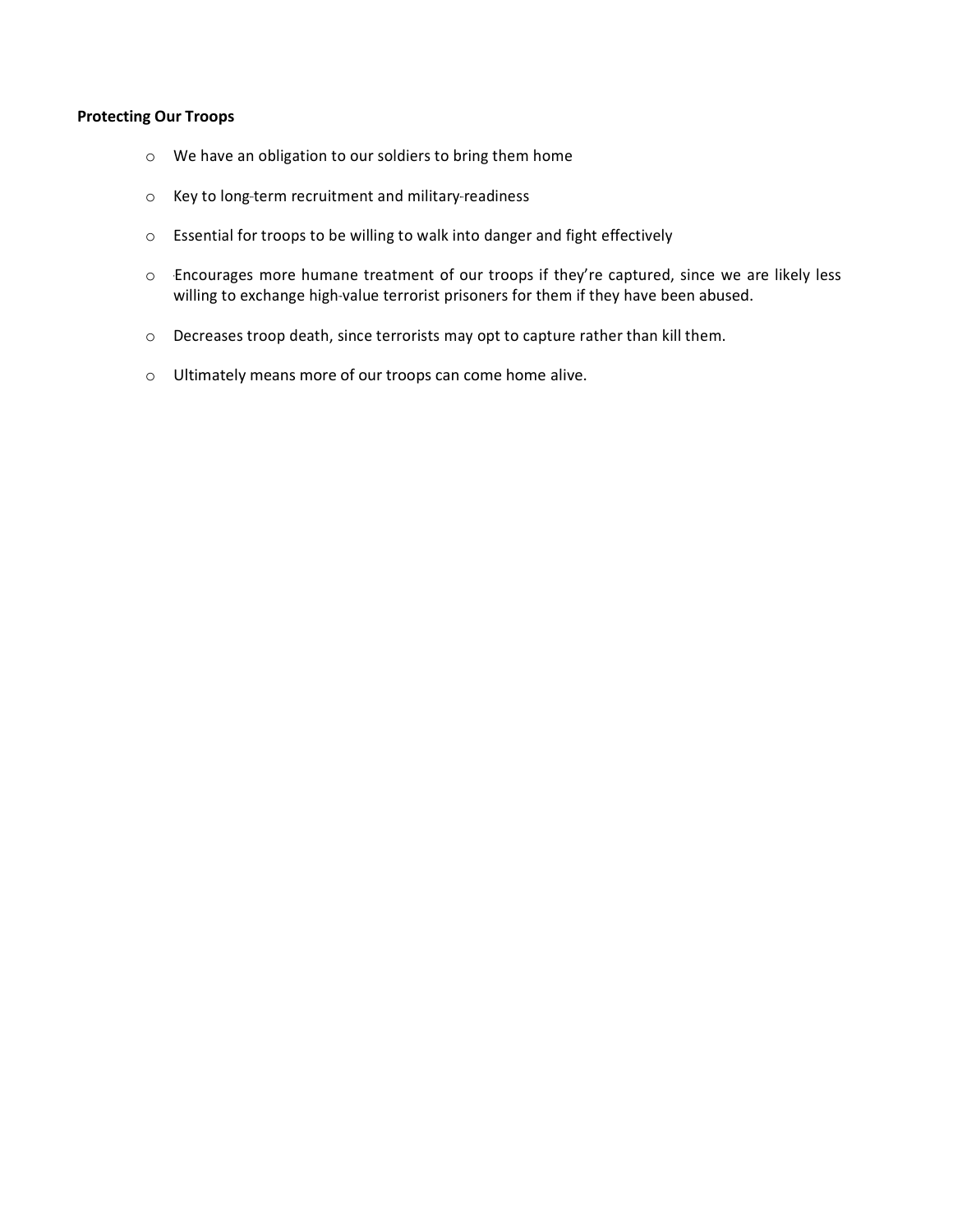**Protecting Our Troops**

- We have an obligation to our soldiers to bring them home
- Key to long-term recruitment and military-readiness
- Essential for troops to be willing to walk into danger and fight effectively
- Encourages more humane treatment of our troops if they're captured, since we are likely less willing to exchange high-value terrorist prisoners for them if they have been abused.
- Decreases troop death, since terrorists may opt to capture rather than kill them.
- Ultimately means more of our troops can come home alive.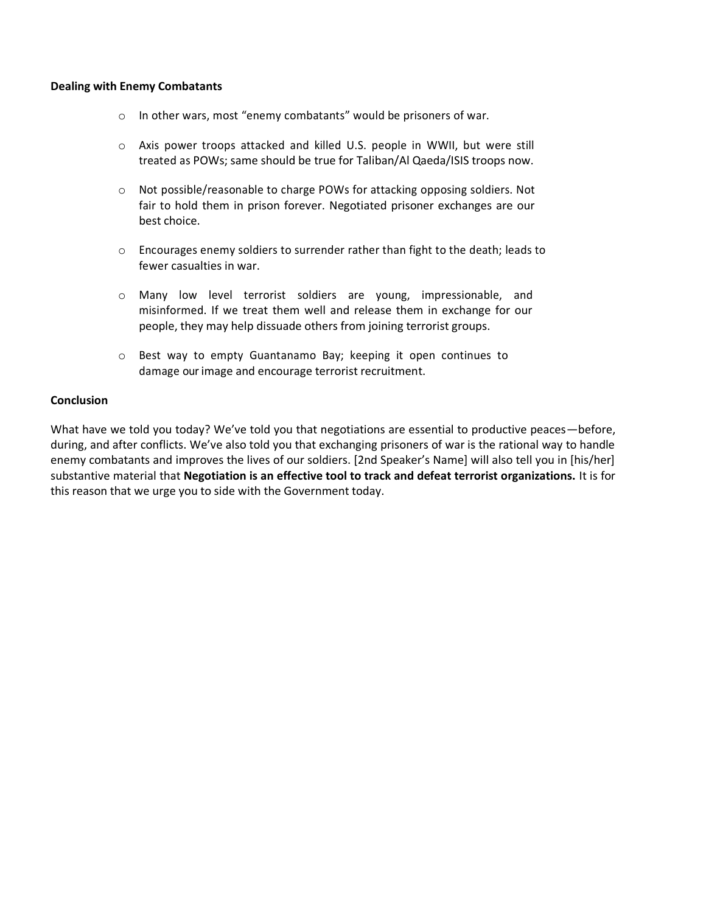**Dealing with Enemy Combatants**

- In other wars, most "enemy combatants" would be prisoners of war.
- Axis power troops attacked and killed U.S. people in WWII, but were still treated as POWs; same should be true for Taliban/Al Qaeda/ISIS troops now.
- Not possible/reasonable to charge POWs for attacking opposing soldiers. Not fair to hold them in prison forever. Negotiated prisoner exchanges are our best choice.
- Encourages enemy soldiers to surrender rather than fight to the death; leads to fewer casualties in war.
- Many low level terrorist soldiers are young, impressionable, and misinformed. If we treat them well and release them in exchange for our people, they may help dissuade others from joining terrorist groups.
- Best way to empty Guantanamo Bay; keeping it open continues to damage our image and encourage terrorist recruitment.

**Conclusion**

What have we told you today? We've told you that negotiations are essential to productive peaces—before, during, and after conflicts. We've also told you that exchanging prisoners of war is the rational way to handle enemy combatants and improves the lives of our soldiers. [2nd Speaker's Name] will also tell you in [his/her] substantive material that **Negotiation is an effective tool to track and defeat terrorist organizations.** It is for this reason that we urge you to side with the Government today.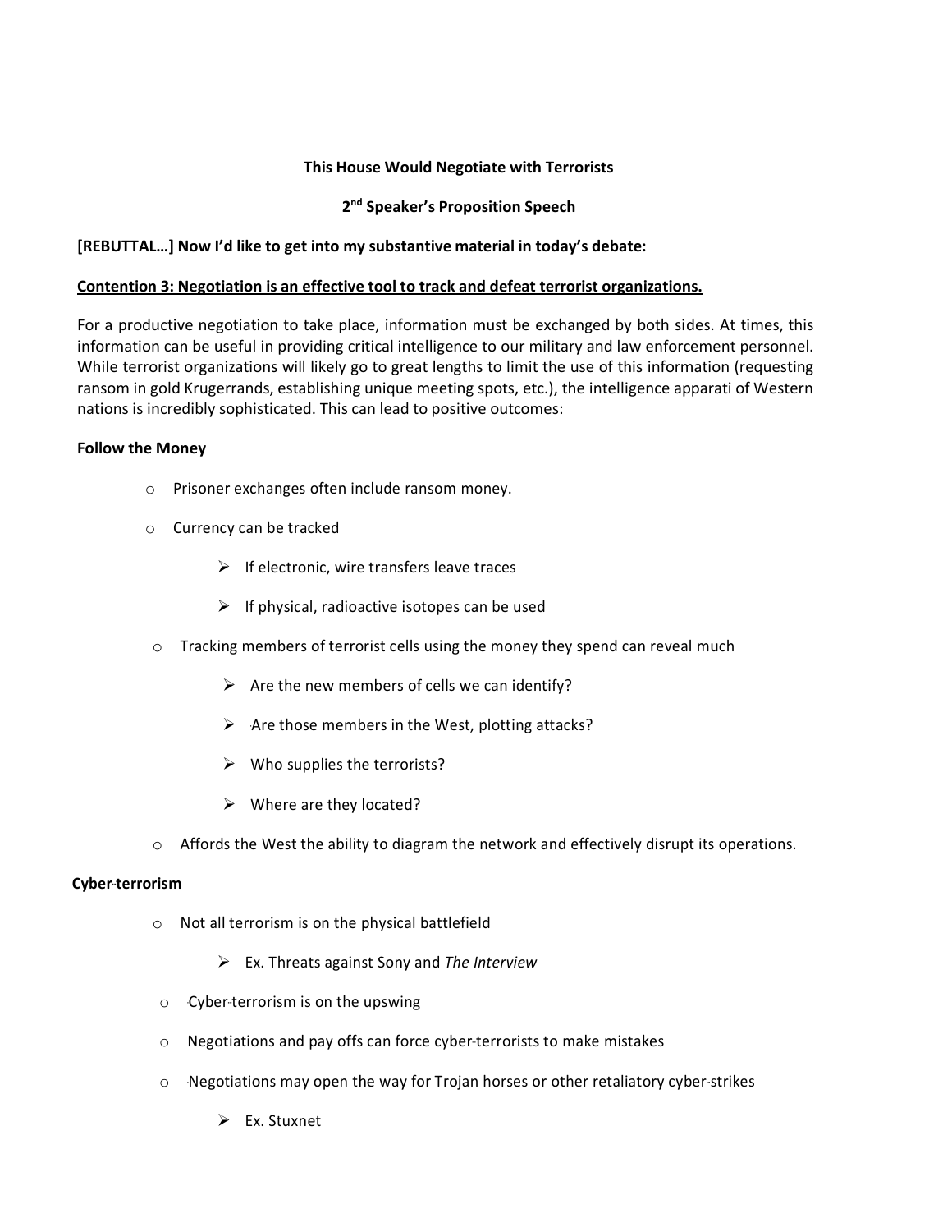**This House Would Negotiate with Terrorists**

**2nd Speaker's Proposition Speech**

**[REBUTTAL…] Now I'd like to get into my substantive material in today's debate:**

**Contention 3: Negotiation is an effective tool to track and defeat terrorist organizations.**

For a productive negotiation to take place, information must be exchanged by both sides. At times, this information can be useful in providing critical intelligence to our military and law enforcement personnel. While terrorist organizations will likely go to great lengths to limit the use of this information (requesting ransom in gold Krugerrands, establishing unique meeting spots, etc.), the intelligence apparati of Western nations is incredibly sophisticated. This can lead to positive outcomes:

**Follow the Money**

- Prisoner exchanges often include ransom money.
- Currency can be tracked
  - If electronic, wire transfers leave traces
  - If physical, radioactive isotopes can be used
- Tracking members of terrorist cells using the money they spend can reveal much
  - Are the new members of cells we can identify?
  - Are those members in the West, plotting attacks?
  - Who supplies the terrorists?
  - Where are they located?
- Affords the West the ability to diagram the network and effectively disrupt its operations.

**Cyber-terrorism**

- Not all terrorism is on the physical battlefield
  - Ex. Threats against Sony and *The Interview*
- Cyber-terrorism is on the upswing
- Negotiations and pay offs can force cyber-terrorists to make mistakes
- Negotiations may open the way for Trojan horses or other retaliatory cyber-strikes
  - Ex. Stuxnet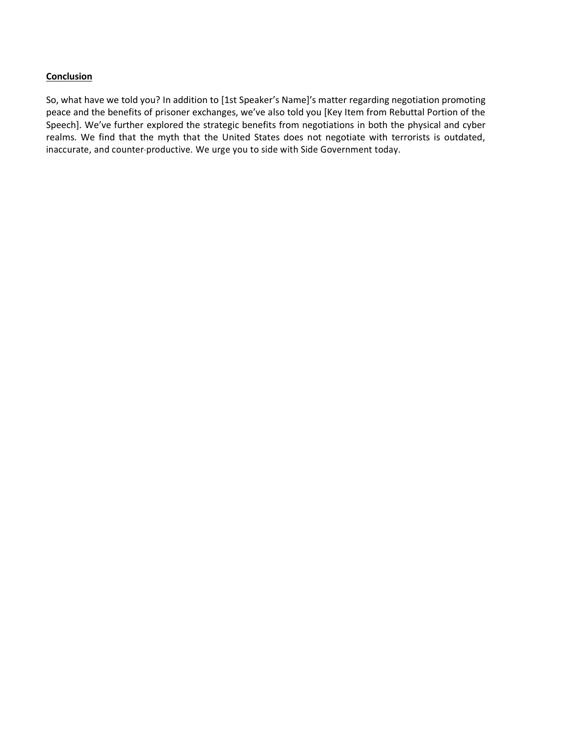**Conclusion**

So, what have we told you? In addition to [1st Speaker's Name]'s matter regarding negotiation promoting peace and the benefits of prisoner exchanges, we've also told you [Key Item from Rebuttal Portion of the Speech]. We've further explored the strategic benefits from negotiations in both the physical and cyber realms. We find that the myth that the United States does not negotiate with terrorists is outdated, inaccurate, and counter-productive. We urge you to side with Side Government today.